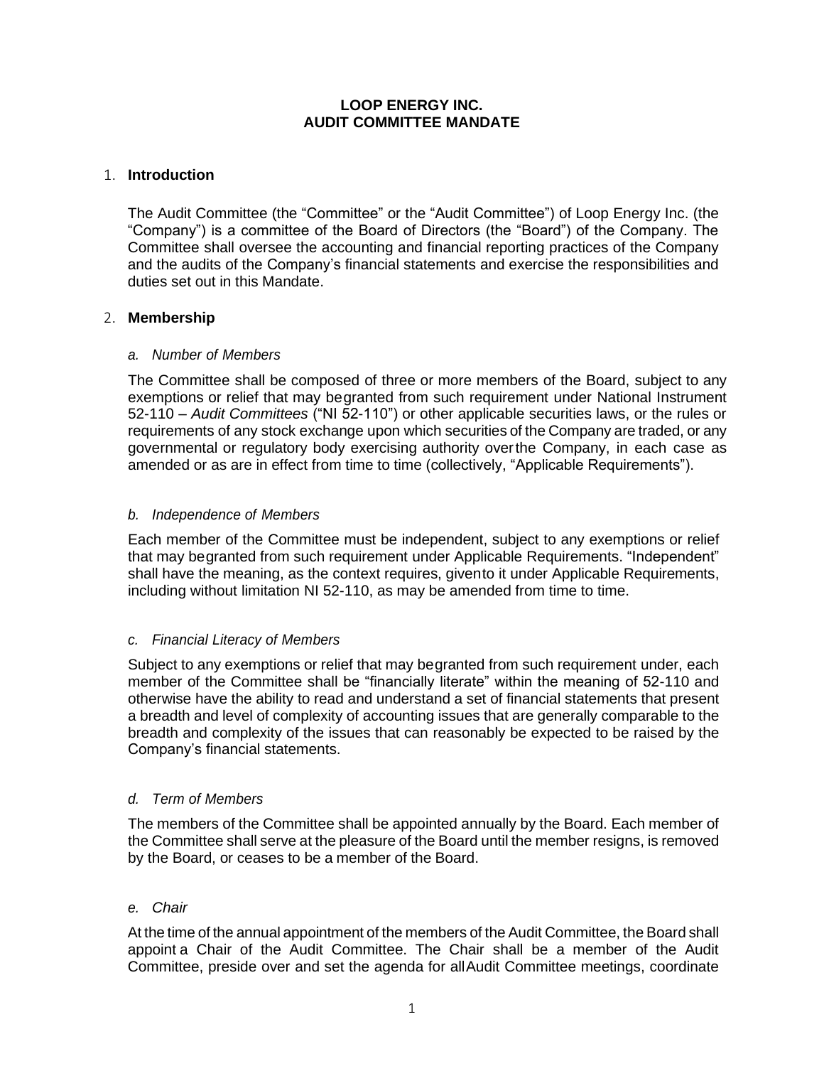# LOOP ENERGY INC.
# AUDIT COMMITTEE MANDATE

## 1. Introduction

The Audit Committee (the "Committee" or the "Audit Committee") of Loop Energy Inc. (the "Company") is a committee of the Board of Directors (the "Board") of the Company. The Committee shall oversee the accounting and financial reporting practices of the Company and the audits of the Company's financial statements and exercise the responsibilities and duties set out in this Mandate.

## 2. Membership

### *a. Number of Members*

The Committee shall be composed of three or more members of the Board, subject to any exemptions or relief that may begranted from such requirement under National Instrument 52-110 – *Audit Committees* ("NI 52-110") or other applicable securities laws, or the rules or requirements of any stock exchange upon which securities of the Company are traded, or any governmental or regulatory body exercising authority overthe Company, in each case as amended or as are in effect from time to time (collectively, "Applicable Requirements").

### *b. Independence of Members*

Each member of the Committee must be independent, subject to any exemptions or relief that may begranted from such requirement under Applicable Requirements. "Independent" shall have the meaning, as the context requires, givento it under Applicable Requirements, including without limitation NI 52-110, as may be amended from time to time.

### *c. Financial Literacy of Members*

Subject to any exemptions or relief that may begranted from such requirement under, each member of the Committee shall be "financially literate" within the meaning of 52-110 and otherwise have the ability to read and understand a set of financial statements that present a breadth and level of complexity of accounting issues that are generally comparable to the breadth and complexity of the issues that can reasonably be expected to be raised by the Company's financial statements.

### *d. Term of Members*

The members of the Committee shall be appointed annually by the Board. Each member of the Committee shall serve at the pleasure of the Board until the member resigns, is removed by the Board, or ceases to be a member of the Board.

### *e. Chair*

At the time of the annual appointment of the members of the Audit Committee, the Board shall appoint a Chair of the Audit Committee. The Chair shall be a member of the Audit Committee, preside over and set the agenda for allAudit Committee meetings, coordinate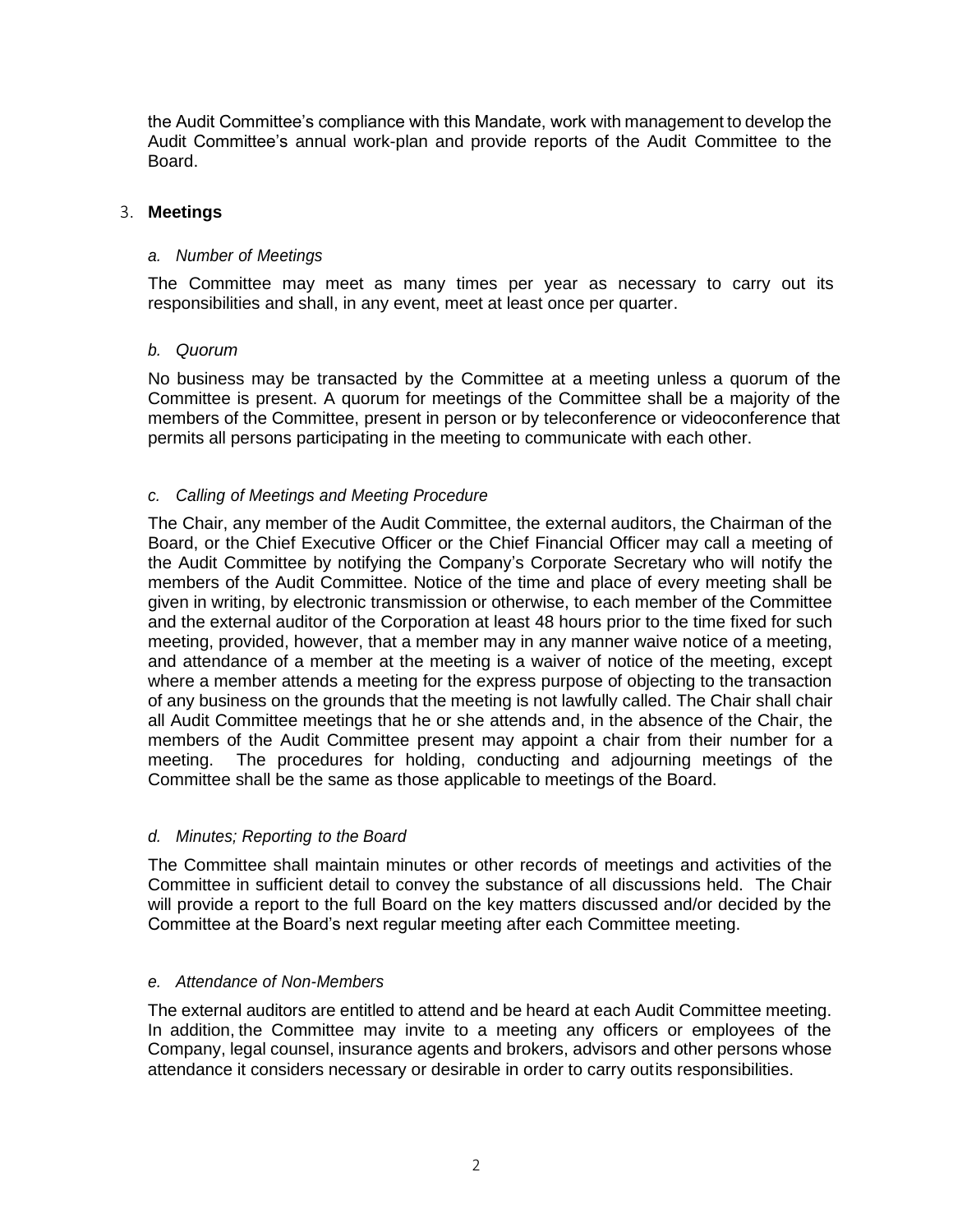the Audit Committee's compliance with this Mandate, work with management to develop the Audit Committee's annual work-plan and provide reports of the Audit Committee to the Board.

## 3. **Meetings**

### *a. Number of Meetings*

The Committee may meet as many times per year as necessary to carry out its responsibilities and shall, in any event, meet at least once per quarter.

### *b. Quorum*

No business may be transacted by the Committee at a meeting unless a quorum of the Committee is present. A quorum for meetings of the Committee shall be a majority of the members of the Committee, present in person or by teleconference or videoconference that permits all persons participating in the meeting to communicate with each other.

### *c. Calling of Meetings and Meeting Procedure*

The Chair, any member of the Audit Committee, the external auditors, the Chairman of the Board, or the Chief Executive Officer or the Chief Financial Officer may call a meeting of the Audit Committee by notifying the Company's Corporate Secretary who will notify the members of the Audit Committee. Notice of the time and place of every meeting shall be given in writing, by electronic transmission or otherwise, to each member of the Committee and the external auditor of the Corporation at least 48 hours prior to the time fixed for such meeting, provided, however, that a member may in any manner waive notice of a meeting, and attendance of a member at the meeting is a waiver of notice of the meeting, except where a member attends a meeting for the express purpose of objecting to the transaction of any business on the grounds that the meeting is not lawfully called. The Chair shall chair all Audit Committee meetings that he or she attends and, in the absence of the Chair, the members of the Audit Committee present may appoint a chair from their number for a meeting. The procedures for holding, conducting and adjourning meetings of the Committee shall be the same as those applicable to meetings of the Board.

### *d. Minutes; Reporting to the Board*

The Committee shall maintain minutes or other records of meetings and activities of the Committee in sufficient detail to convey the substance of all discussions held. The Chair will provide a report to the full Board on the key matters discussed and/or decided by the Committee at the Board's next regular meeting after each Committee meeting.

### *e. Attendance of Non-Members*

The external auditors are entitled to attend and be heard at each Audit Committee meeting. In addition, the Committee may invite to a meeting any officers or employees of the Company, legal counsel, insurance agents and brokers, advisors and other persons whose attendance it considers necessary or desirable in order to carry outits responsibilities.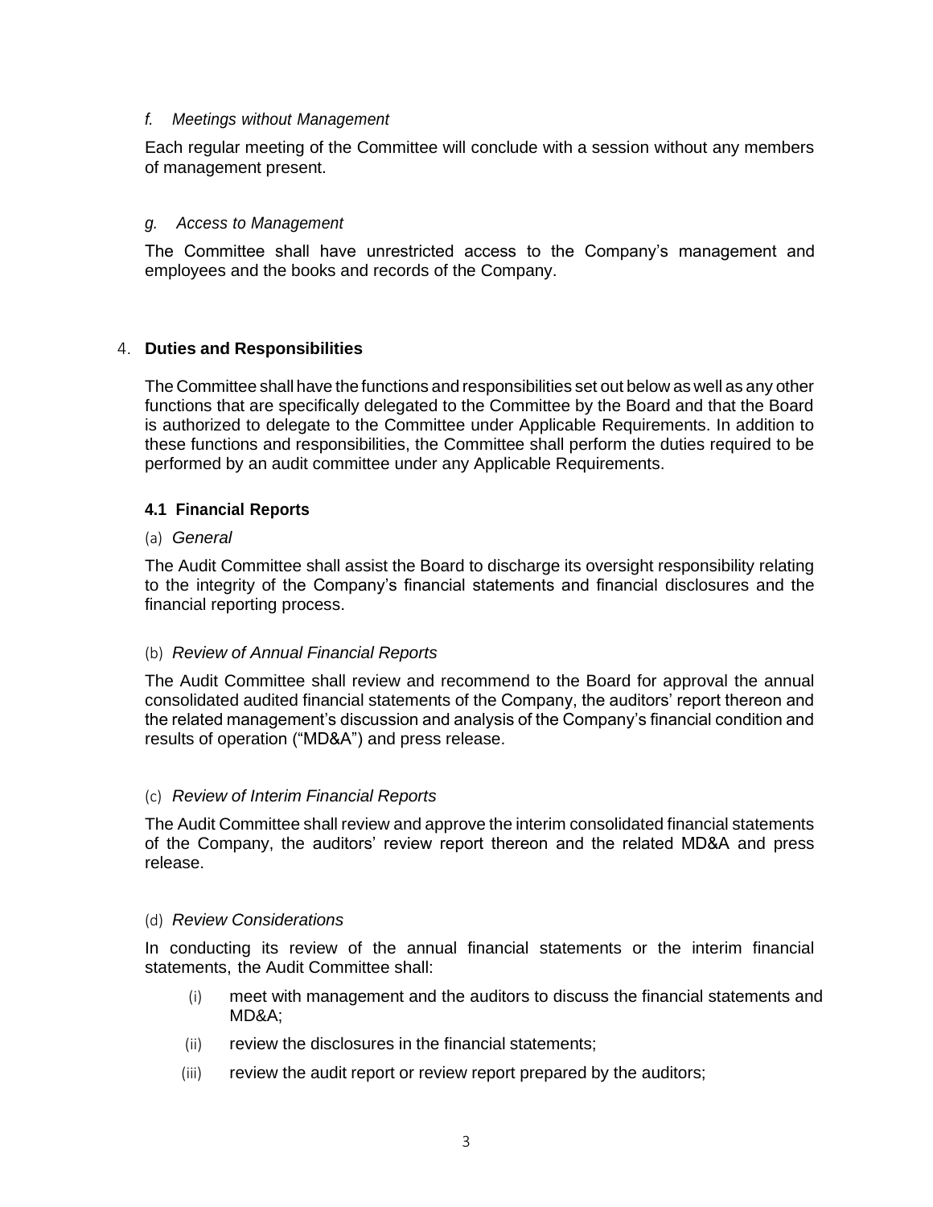*f. Meetings without Management*

Each regular meeting of the Committee will conclude with a session without any members of management present.

*g. Access to Management*

The Committee shall have unrestricted access to the Company's management and employees and the books and records of the Company.

## 4. Duties and Responsibilities

The Committee shall have the functions and responsibilities set out below as well as any other functions that are specifically delegated to the Committee by the Board and that the Board is authorized to delegate to the Committee under Applicable Requirements. In addition to these functions and responsibilities, the Committee shall perform the duties required to be performed by an audit committee under any Applicable Requirements.

### 4.1 Financial Reports

(a) *General*

The Audit Committee shall assist the Board to discharge its oversight responsibility relating to the integrity of the Company's financial statements and financial disclosures and the financial reporting process.

(b) *Review of Annual Financial Reports*

The Audit Committee shall review and recommend to the Board for approval the annual consolidated audited financial statements of the Company, the auditors' report thereon and the related management's discussion and analysis of the Company's financial condition and results of operation ("MD&A") and press release.

(c) *Review of Interim Financial Reports*

The Audit Committee shall review and approve the interim consolidated financial statements of the Company, the auditors' review report thereon and the related MD&A and press release.

(d) *Review Considerations*

In conducting its review of the annual financial statements or the interim financial statements, the Audit Committee shall:

(i) meet with management and the auditors to discuss the financial statements and MD&A;

(ii) review the disclosures in the financial statements;

(iii) review the audit report or review report prepared by the auditors;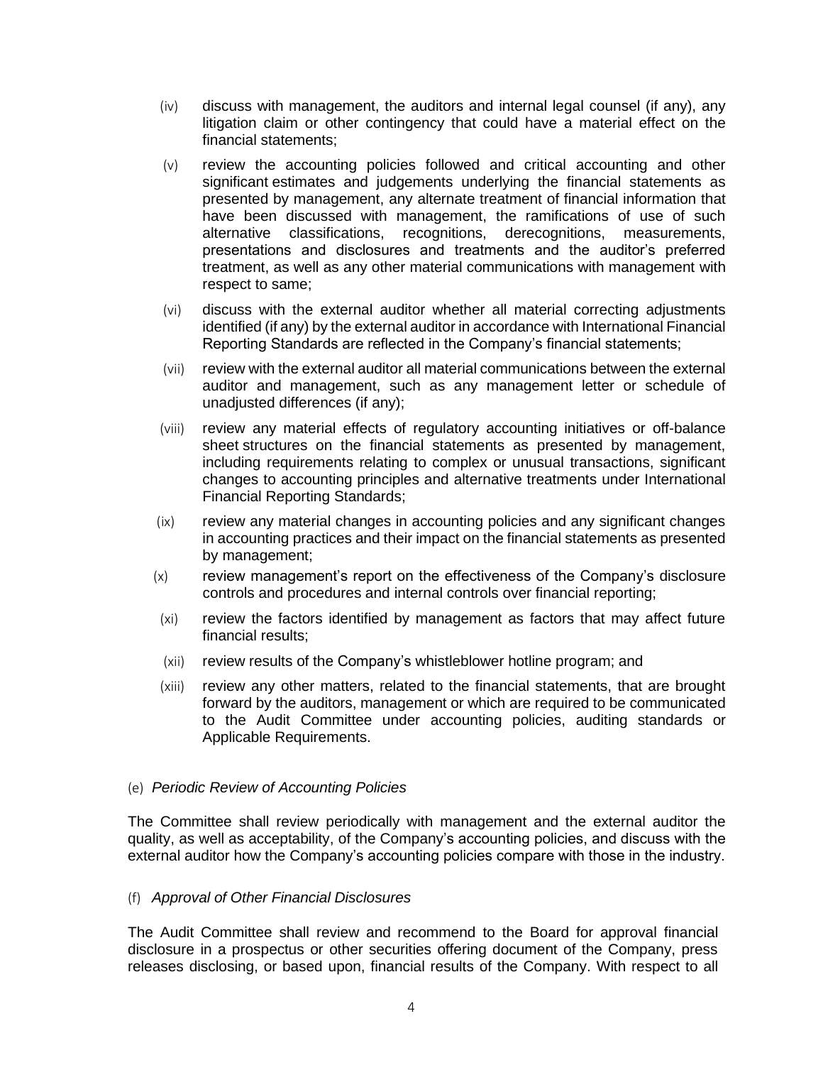(iv) discuss with management, the auditors and internal legal counsel (if any), any litigation claim or other contingency that could have a material effect on the financial statements;

(v) review the accounting policies followed and critical accounting and other significant estimates and judgements underlying the financial statements as presented by management, any alternate treatment of financial information that have been discussed with management, the ramifications of use of such alternative classifications, recognitions, derecognitions, measurements, presentations and disclosures and treatments and the auditor's preferred treatment, as well as any other material communications with management with respect to same;

(vi) discuss with the external auditor whether all material correcting adjustments identified (if any) by the external auditor in accordance with International Financial Reporting Standards are reflected in the Company's financial statements;

(vii) review with the external auditor all material communications between the external auditor and management, such as any management letter or schedule of unadjusted differences (if any);

(viii) review any material effects of regulatory accounting initiatives or off-balance sheet structures on the financial statements as presented by management, including requirements relating to complex or unusual transactions, significant changes to accounting principles and alternative treatments under International Financial Reporting Standards;

(ix) review any material changes in accounting policies and any significant changes in accounting practices and their impact on the financial statements as presented by management;

(x) review management's report on the effectiveness of the Company's disclosure controls and procedures and internal controls over financial reporting;

(xi) review the factors identified by management as factors that may affect future financial results;

(xii) review results of the Company's whistleblower hotline program; and

(xiii) review any other matters, related to the financial statements, that are brought forward by the auditors, management or which are required to be communicated to the Audit Committee under accounting policies, auditing standards or Applicable Requirements.

(e) *Periodic Review of Accounting Policies*

The Committee shall review periodically with management and the external auditor the quality, as well as acceptability, of the Company's accounting policies, and discuss with the external auditor how the Company's accounting policies compare with those in the industry.

(f) *Approval of Other Financial Disclosures*

The Audit Committee shall review and recommend to the Board for approval financial disclosure in a prospectus or other securities offering document of the Company, press releases disclosing, or based upon, financial results of the Company. With respect to all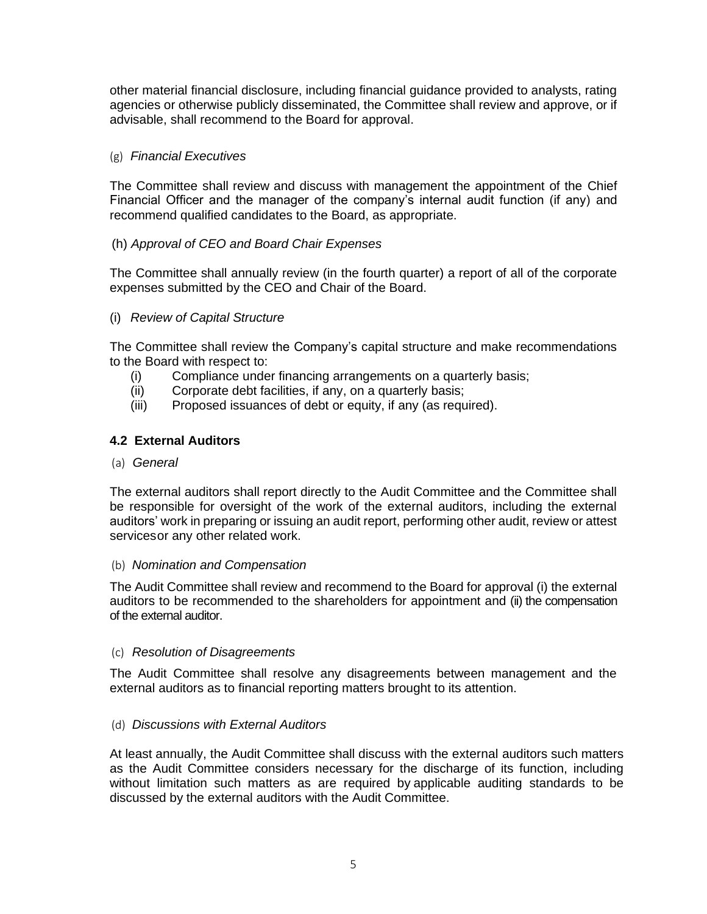other material financial disclosure, including financial guidance provided to analysts, rating agencies or otherwise publicly disseminated, the Committee shall review and approve, or if advisable, shall recommend to the Board for approval.

(g) *Financial Executives*

The Committee shall review and discuss with management the appointment of the Chief Financial Officer and the manager of the company's internal audit function (if any) and recommend qualified candidates to the Board, as appropriate.

(h) *Approval of CEO and Board Chair Expenses*

The Committee shall annually review (in the fourth quarter) a report of all of the corporate expenses submitted by the CEO and Chair of the Board.

(i) *Review of Capital Structure*

The Committee shall review the Company's capital structure and make recommendations to the Board with respect to:

(i) Compliance under financing arrangements on a quarterly basis;
(ii) Corporate debt facilities, if any, on a quarterly basis;
(iii) Proposed issuances of debt or equity, if any (as required).

### 4.2 External Auditors

(a) *General*

The external auditors shall report directly to the Audit Committee and the Committee shall be responsible for oversight of the work of the external auditors, including the external auditors' work in preparing or issuing an audit report, performing other audit, review or attest servicesor any other related work.

(b) *Nomination and Compensation*

The Audit Committee shall review and recommend to the Board for approval (i) the external auditors to be recommended to the shareholders for appointment and (ii) the compensation of the external auditor.

(c) *Resolution of Disagreements*

The Audit Committee shall resolve any disagreements between management and the external auditors as to financial reporting matters brought to its attention.

(d) *Discussions with External Auditors*

At least annually, the Audit Committee shall discuss with the external auditors such matters as the Audit Committee considers necessary for the discharge of its function, including without limitation such matters as are required by applicable auditing standards to be discussed by the external auditors with the Audit Committee.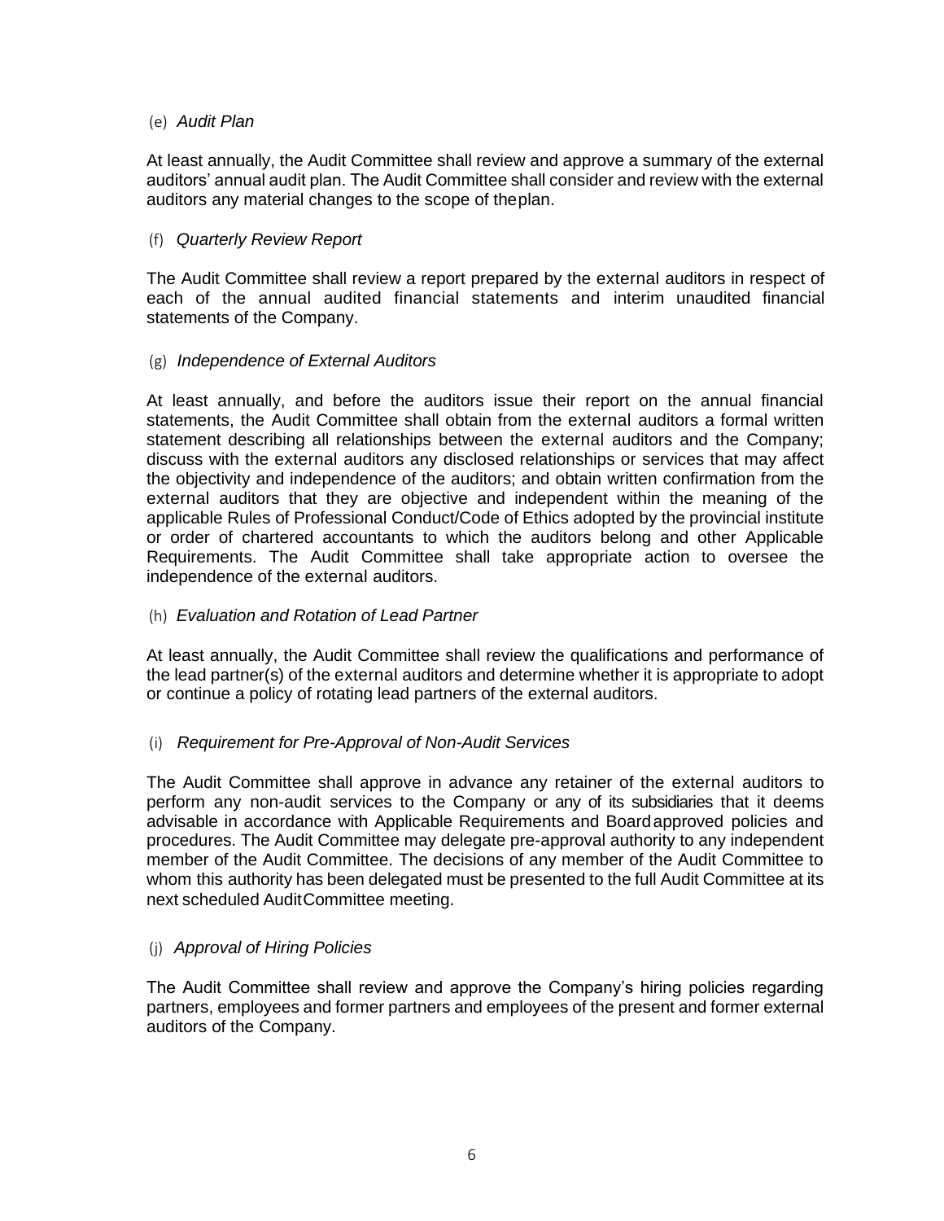(e) *Audit Plan*

At least annually, the Audit Committee shall review and approve a summary of the external auditors' annual audit plan. The Audit Committee shall consider and review with the external auditors any material changes to the scope of the plan.

(f) *Quarterly Review Report*

The Audit Committee shall review a report prepared by the external auditors in respect of each of the annual audited financial statements and interim unaudited financial statements of the Company.

(g) *Independence of External Auditors*

At least annually, and before the auditors issue their report on the annual financial statements, the Audit Committee shall obtain from the external auditors a formal written statement describing all relationships between the external auditors and the Company; discuss with the external auditors any disclosed relationships or services that may affect the objectivity and independence of the auditors; and obtain written confirmation from the external auditors that they are objective and independent within the meaning of the applicable Rules of Professional Conduct/Code of Ethics adopted by the provincial institute or order of chartered accountants to which the auditors belong and other Applicable Requirements. The Audit Committee shall take appropriate action to oversee the independence of the external auditors.

(h) *Evaluation and Rotation of Lead Partner*

At least annually, the Audit Committee shall review the qualifications and performance of the lead partner(s) of the external auditors and determine whether it is appropriate to adopt or continue a policy of rotating lead partners of the external auditors.

(i) *Requirement for Pre-Approval of Non-Audit Services*

The Audit Committee shall approve in advance any retainer of the external auditors to perform any non-audit services to the Company or any of its subsidiaries that it deems advisable in accordance with Applicable Requirements and Board approved policies and procedures. The Audit Committee may delegate pre-approval authority to any independent member of the Audit Committee. The decisions of any member of the Audit Committee to whom this authority has been delegated must be presented to the full Audit Committee at its next scheduled Audit Committee meeting.

(j) *Approval of Hiring Policies*

The Audit Committee shall review and approve the Company's hiring policies regarding partners, employees and former partners and employees of the present and former external auditors of the Company.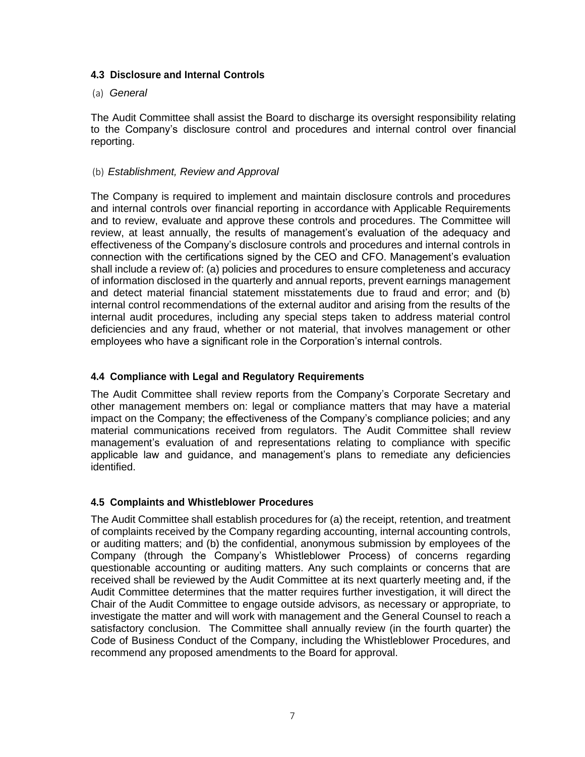### 4.3 Disclosure and Internal Controls

(a) *General*

The Audit Committee shall assist the Board to discharge its oversight responsibility relating to the Company's disclosure control and procedures and internal control over financial reporting.

(b) *Establishment, Review and Approval*

The Company is required to implement and maintain disclosure controls and procedures and internal controls over financial reporting in accordance with Applicable Requirements and to review, evaluate and approve these controls and procedures. The Committee will review, at least annually, the results of management's evaluation of the adequacy and effectiveness of the Company's disclosure controls and procedures and internal controls in connection with the certifications signed by the CEO and CFO. Management's evaluation shall include a review of: (a) policies and procedures to ensure completeness and accuracy of information disclosed in the quarterly and annual reports, prevent earnings management and detect material financial statement misstatements due to fraud and error; and (b) internal control recommendations of the external auditor and arising from the results of the internal audit procedures, including any special steps taken to address material control deficiencies and any fraud, whether or not material, that involves management or other employees who have a significant role in the Corporation's internal controls.

### 4.4 Compliance with Legal and Regulatory Requirements

The Audit Committee shall review reports from the Company's Corporate Secretary and other management members on: legal or compliance matters that may have a material impact on the Company; the effectiveness of the Company's compliance policies; and any material communications received from regulators. The Audit Committee shall review management's evaluation of and representations relating to compliance with specific applicable law and guidance, and management's plans to remediate any deficiencies identified.

### 4.5 Complaints and Whistleblower Procedures

The Audit Committee shall establish procedures for (a) the receipt, retention, and treatment of complaints received by the Company regarding accounting, internal accounting controls, or auditing matters; and (b) the confidential, anonymous submission by employees of the Company (through the Company's Whistleblower Process) of concerns regarding questionable accounting or auditing matters. Any such complaints or concerns that are received shall be reviewed by the Audit Committee at its next quarterly meeting and, if the Audit Committee determines that the matter requires further investigation, it will direct the Chair of the Audit Committee to engage outside advisors, as necessary or appropriate, to investigate the matter and will work with management and the General Counsel to reach a satisfactory conclusion. The Committee shall annually review (in the fourth quarter) the Code of Business Conduct of the Company, including the Whistleblower Procedures, and recommend any proposed amendments to the Board for approval.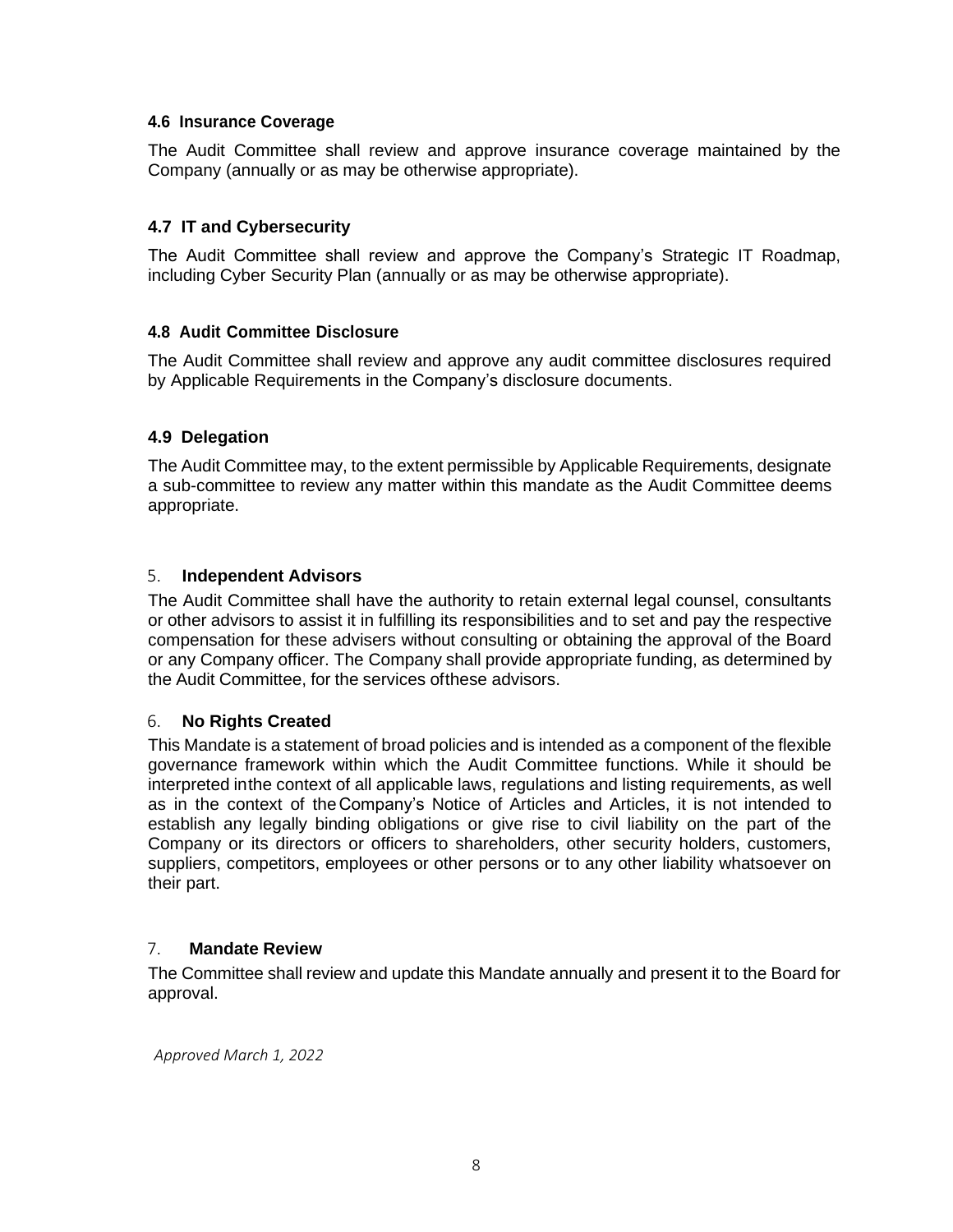### 4.6 Insurance Coverage

The Audit Committee shall review and approve insurance coverage maintained by the Company (annually or as may be otherwise appropriate).

### 4.7 IT and Cybersecurity

The Audit Committee shall review and approve the Company's Strategic IT Roadmap, including Cyber Security Plan (annually or as may be otherwise appropriate).

### 4.8 Audit Committee Disclosure

The Audit Committee shall review and approve any audit committee disclosures required by Applicable Requirements in the Company's disclosure documents.

### 4.9 Delegation

The Audit Committee may, to the extent permissible by Applicable Requirements, designate a sub-committee to review any matter within this mandate as the Audit Committee deems appropriate.

## 5. Independent Advisors

The Audit Committee shall have the authority to retain external legal counsel, consultants or other advisors to assist it in fulfilling its responsibilities and to set and pay the respective compensation for these advisers without consulting or obtaining the approval of the Board or any Company officer. The Company shall provide appropriate funding, as determined by the Audit Committee, for the services ofthese advisors.

## 6. No Rights Created

This Mandate is a statement of broad policies and is intended as a component of the flexible governance framework within which the Audit Committee functions. While it should be interpreted inthe context of all applicable laws, regulations and listing requirements, as well as in the context of theCompany's Notice of Articles and Articles, it is not intended to establish any legally binding obligations or give rise to civil liability on the part of the Company or its directors or officers to shareholders, other security holders, customers, suppliers, competitors, employees or other persons or to any other liability whatsoever on their part.

## 7. Mandate Review

The Committee shall review and update this Mandate annually and present it to the Board for approval.

*Approved March 1, 2022*